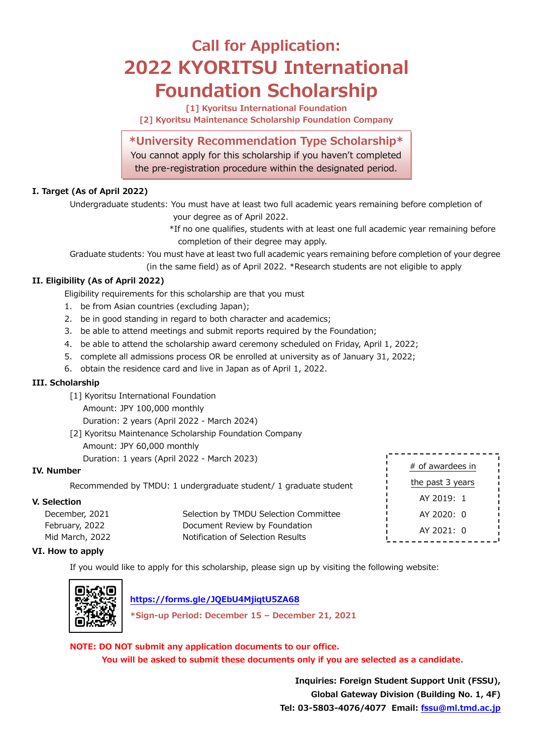# Call for Application:
# 2022 KYORITSU International Foundation Scholarship

**[1] Kyoritsu International Foundation**
**[2] Kyoritsu Maintenance Scholarship Foundation Company**

> **\*University Recommendation Type Scholarship\***
> You cannot apply for this scholarship if you haven't completed the pre-registration procedure within the designated period.

### I. Target (As of April 2022)

Undergraduate students: You must have at least two full academic years remaining before completion of your degree as of April 2022.
*If no one qualifies, students with at least one full academic year remaining before completion of their degree may apply.

Graduate students: You must have at least two full academic years remaining before completion of your degree (in the same field) as of April 2022. *Research students are not eligible to apply

### II. Eligibility (As of April 2022)

Eligibility requirements for this scholarship are that you must

1. be from Asian countries (excluding Japan);
2. be in good standing in regard to both character and academics;
3. be able to attend meetings and submit reports required by the Foundation;
4. be able to attend the scholarship award ceremony scheduled on Friday, April 1, 2022;
5. complete all admissions process OR be enrolled at university as of January 31, 2022;
6. obtain the residence card and live in Japan as of April 1, 2022.

### III. Scholarship

[1] Kyoritsu International Foundation
Amount: JPY 100,000 monthly
Duration: 2 years (April 2022 - March 2024)

[2] Kyoritsu Maintenance Scholarship Foundation Company
Amount: JPY 60,000 monthly
Duration: 1 years (April 2022 - March 2023)

### IV. Number

Recommended by TMDU: 1 undergraduate student/ 1 graduate student

| # of awardees in the past 3 years |
|---|
| AY 2019: 1 |
| AY 2020: 0 |
| AY 2021: 0 |

### V. Selection

| | |
|---|---|
| December, 2021 | Selection by TMDU Selection Committee |
| February, 2022 | Document Review by Foundation |
| Mid March, 2022 | Notification of Selection Results |

### VI. How to apply

If you would like to apply for this scholarship, please sign up by visiting the following website:

https://forms.gle/JQEbU4MjiqtU5ZA68

**\*Sign-up Period: December 15 – December 21, 2021**

**NOTE: DO NOT submit any application documents to our office.**
**You will be asked to submit these documents only if you are selected as a candidate.**

**Inquiries: Foreign Student Support Unit (FSSU),**
**Global Gateway Division (Building No. 1, 4F)**
**Tel: 03-5803-4076/4077 Email: fssu@ml.tmd.ac.jp**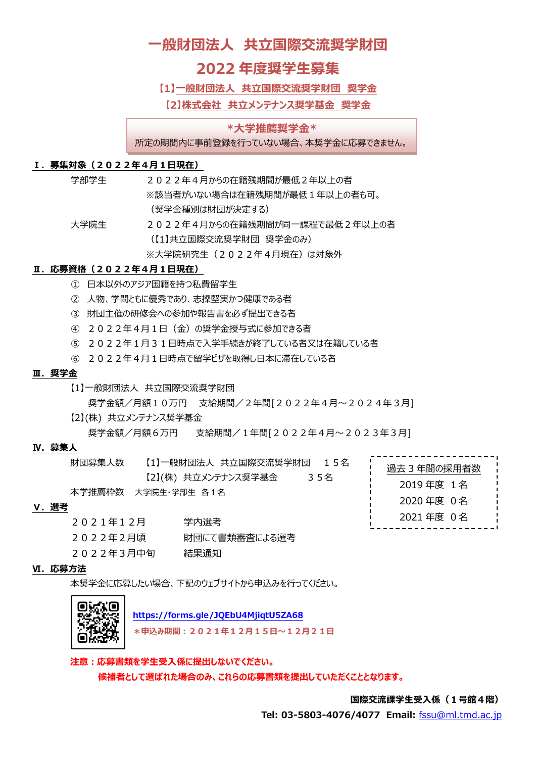# 一般財団法人　共立国際交流奨学財団

# 2022 年度奨学生募集

**【1】一般財団法人　共立国際交流奨学財団　奨学金**

**【2】株式会社　共立メンテナンス奨学基金　奨学金**

> **＊大学推薦奨学金＊**
> 所定の期間内に事前登録を行っていない場合、本奨学金に応募できません。

## Ⅰ．募集対象（２０２２年４月１日現在）

学部生　　２０２２年４月からの在籍残期間が最低２年以上の者
※該当者がいない場合は在籍残期間が最低１年以上の者も可。
（奨学金種別は財団が決定する）

大学院生　　２０２２年４月からの在籍残期間が同一課程で最低２年以上の者
（【1】共立国際交流奨学財団　奨学金のみ）
※大学院研究生（２０２２年４月現在）は対象外

## Ⅱ．応募資格（２０２２年４月１日現在）

① 日本以外のアジア国籍を持つ私費留学生
② 人物、学問ともに優秀であり、志操堅実かつ健康である者
③ 財団主催の研修会への参加や報告書を必ず提出できる者
④ ２０２２年４月１日（金）の奨学金授与式に参加できる者
⑤ ２０２２年１月３１日時点で入学手続きが終了している者又は在籍している者
⑥ ２０２２年４月１日時点で留学ビザを取得し日本に滞在している者

## Ⅲ．奨学金

【1】一般財団法人　共立国際交流奨学財団
　奨学金額／月額１０万円　支給期間／２年間[２０２２年４月～２０２４年３月]

【2】(株) 共立メンテナンス奨学基金
　奨学金額／月額６万円　支給期間／１年間[２０２２年４月～２０２３年３月]

## Ⅳ．募集人

財団募集人数　【1】一般財団法人　共立国際交流奨学財団　１５名
　　　　　　　【2】(株) 共立メンテナンス奨学基金　３５名

本学推薦枠数　大学院生･学部生　各１名

> 過去３年間の採用者数
> 2019 年度　1 名
> 2020 年度　0 名
> 2021 年度　0 名

## Ⅴ．選考

| | |
|---|---|
| ２０２１年１２月 | 学内選考 |
| ２０２２年２月頃 | 財団にて書類審査による選考 |
| ２０２２年３月中旬 | 結果通知 |

## Ⅵ．応募方法

本奨学金に応募したい場合、下記のウェブサイトから申込みを行ってください。

**https://forms.gle/JQEbU4MjiqtU5ZA68**

**＊申込み期間：２０２１年１２月１５日～１２月２１日**

**注意：応募書類を学生受入係に提出しないでください。**
**候補者として選ばれた場合のみ、これらの応募書類を提出していただくこととなります。**

**国際交流課学生受入係（１号館４階）**
**Tel: 03-5803-4076/4077　Email:** fssu@ml.tmd.ac.jp